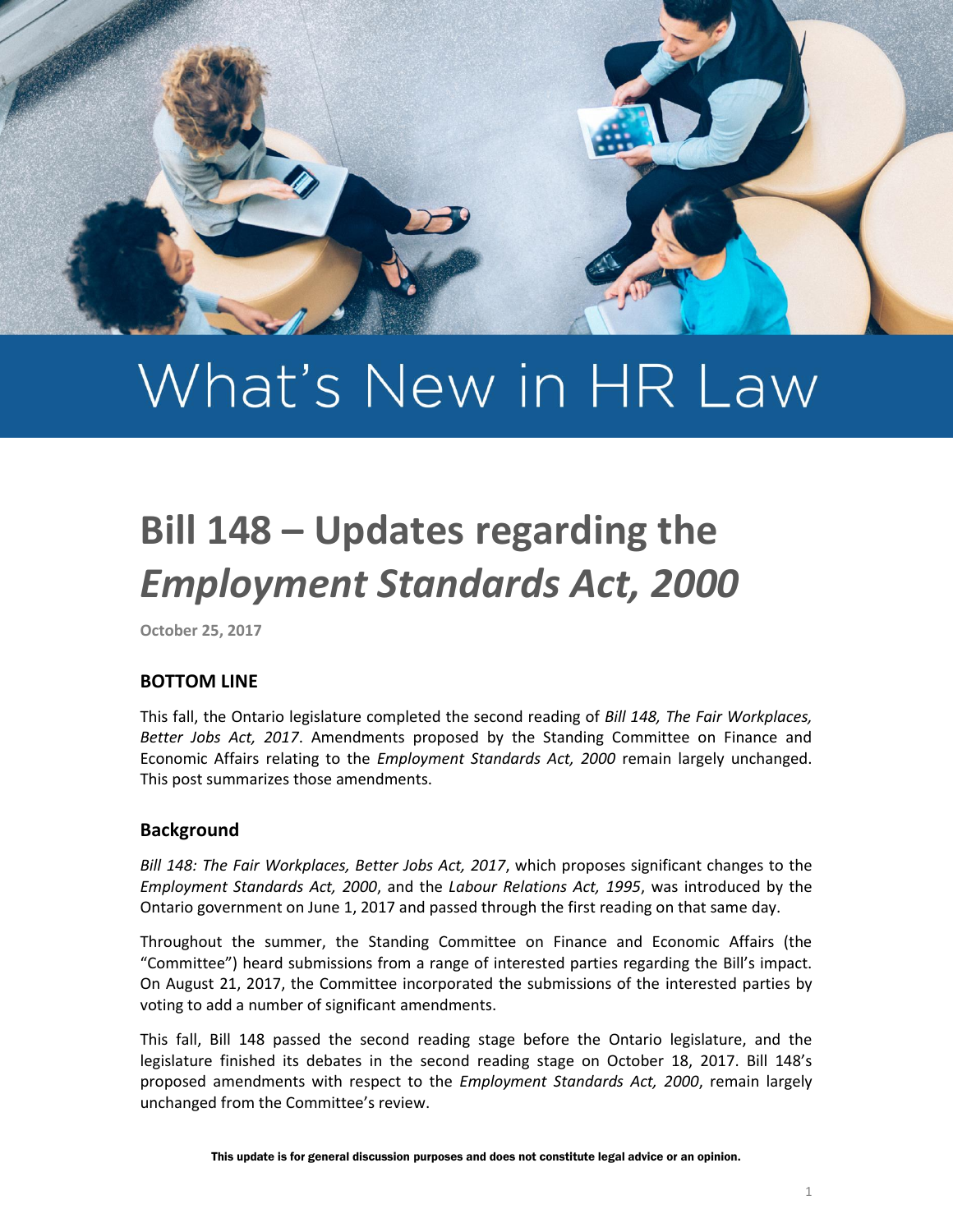# What's New in HR Law

# Bill 148 – Updates regarding the *Employment Standards Act, 2000*

**October 25, 2017**

## BOTTOM LINE

This fall, the Ontario legislature completed the second reading of *Bill 148, The Fair Workplaces, Better Jobs Act, 2017*. Amendments proposed by the Standing Committee on Finance and Economic Affairs relating to the *Employment Standards Act, 2000* remain largely unchanged. This post summarizes those amendments.

## Background

*Bill 148: The Fair Workplaces, Better Jobs Act, 2017*, which proposes significant changes to the *Employment Standards Act, 2000*, and the *Labour Relations Act, 1995*, was introduced by the Ontario government on June 1, 2017 and passed through the first reading on that same day.

Throughout the summer, the Standing Committee on Finance and Economic Affairs (the "Committee") heard submissions from a range of interested parties regarding the Bill's impact. On August 21, 2017, the Committee incorporated the submissions of the interested parties by voting to add a number of significant amendments.

This fall, Bill 148 passed the second reading stage before the Ontario legislature, and the legislature finished its debates in the second reading stage on October 18, 2017. Bill 148's proposed amendments with respect to the *Employment Standards Act, 2000*, remain largely unchanged from the Committee's review.

**This update is for general discussion purposes and does not constitute legal advice or an opinion.**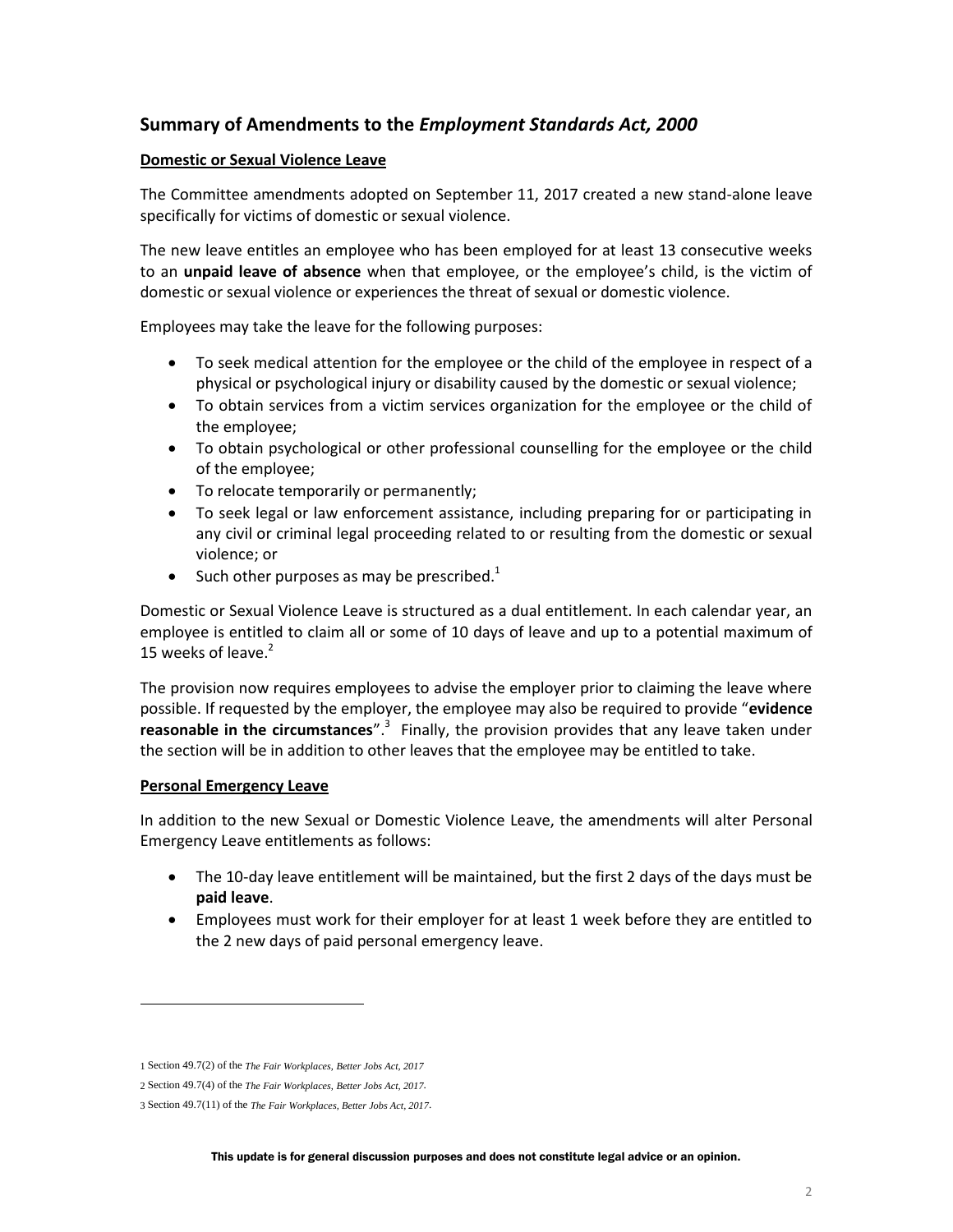## Summary of Amendments to the *Employment Standards Act, 2000*

**Domestic or Sexual Violence Leave**

The Committee amendments adopted on September 11, 2017 created a new stand-alone leave specifically for victims of domestic or sexual violence.

The new leave entitles an employee who has been employed for at least 13 consecutive weeks to an **unpaid leave of absence** when that employee, or the employee's child, is the victim of domestic or sexual violence or experiences the threat of sexual or domestic violence.

Employees may take the leave for the following purposes:

- To seek medical attention for the employee or the child of the employee in respect of a physical or psychological injury or disability caused by the domestic or sexual violence;
- To obtain services from a victim services organization for the employee or the child of the employee;
- To obtain psychological or other professional counselling for the employee or the child of the employee;
- To relocate temporarily or permanently;
- To seek legal or law enforcement assistance, including preparing for or participating in any civil or criminal legal proceeding related to or resulting from the domestic or sexual violence; or
- Such other purposes as may be prescribed.[1]

Domestic or Sexual Violence Leave is structured as a dual entitlement. In each calendar year, an employee is entitled to claim all or some of 10 days of leave and up to a potential maximum of 15 weeks of leave.[2]

The provision now requires employees to advise the employer prior to claiming the leave where possible. If requested by the employer, the employee may also be required to provide "**evidence reasonable in the circumstances**".[3] Finally, the provision provides that any leave taken under the section will be in addition to other leaves that the employee may be entitled to take.

**Personal Emergency Leave**

In addition to the new Sexual or Domestic Violence Leave, the amendments will alter Personal Emergency Leave entitlements as follows:

- The 10-day leave entitlement will be maintained, but the first 2 days of the days must be **paid leave**.
- Employees must work for their employer for at least 1 week before they are entitled to the 2 new days of paid personal emergency leave.

---

1 Section 49.7(2) of the *The Fair Workplaces, Better Jobs Act, 2017*

2 Section 49.7(4) of the *The Fair Workplaces, Better Jobs Act, 2017*.

3 Section 49.7(11) of the *The Fair Workplaces, Better Jobs Act, 2017*.

**This update is for general discussion purposes and does not constitute legal advice or an opinion.**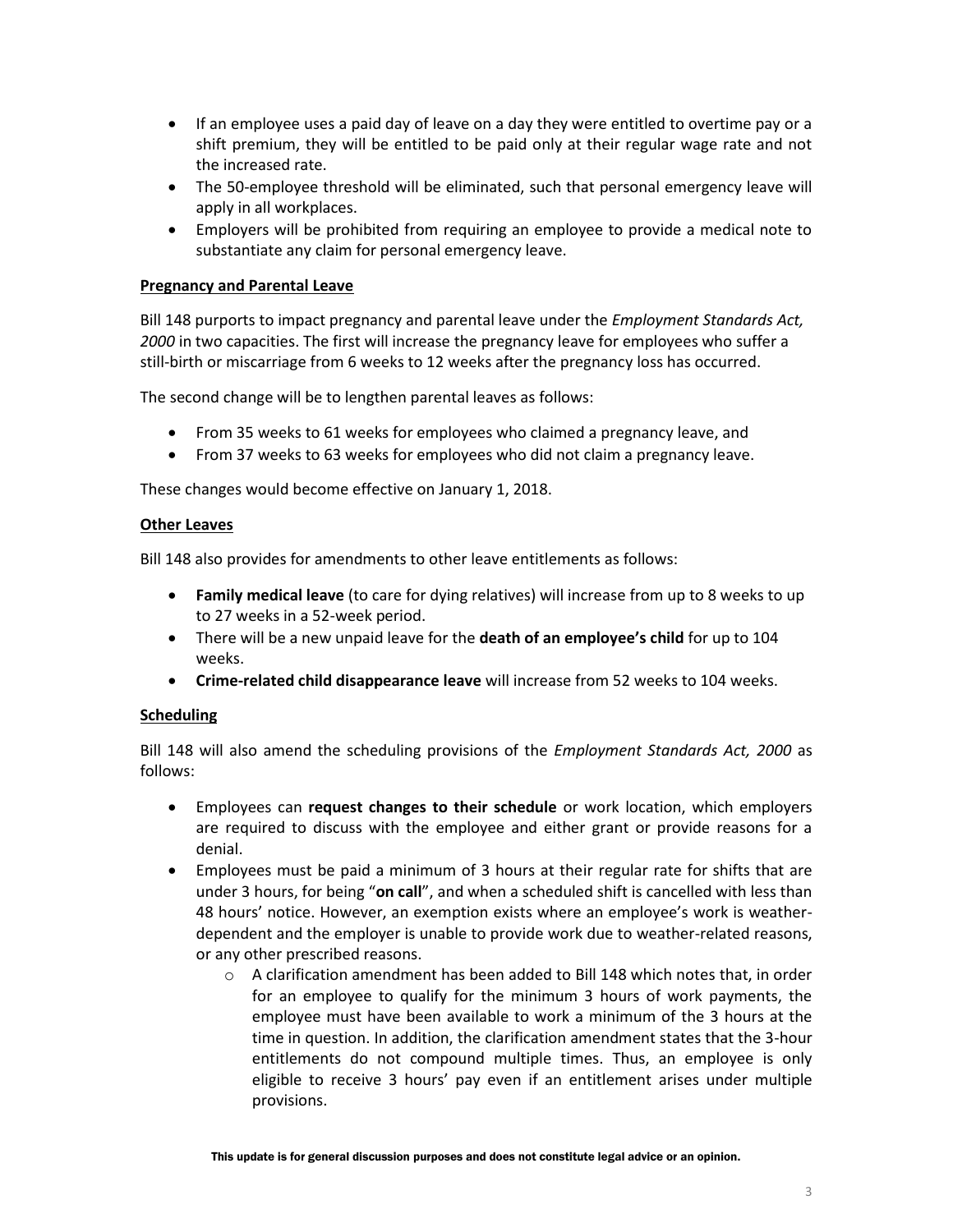- If an employee uses a paid day of leave on a day they were entitled to overtime pay or a shift premium, they will be entitled to be paid only at their regular wage rate and not the increased rate.
- The 50-employee threshold will be eliminated, such that personal emergency leave will apply in all workplaces.
- Employers will be prohibited from requiring an employee to provide a medical note to substantiate any claim for personal emergency leave.

**Pregnancy and Parental Leave**

Bill 148 purports to impact pregnancy and parental leave under the *Employment Standards Act, 2000* in two capacities. The first will increase the pregnancy leave for employees who suffer a still-birth or miscarriage from 6 weeks to 12 weeks after the pregnancy loss has occurred.

The second change will be to lengthen parental leaves as follows:

- From 35 weeks to 61 weeks for employees who claimed a pregnancy leave, and
- From 37 weeks to 63 weeks for employees who did not claim a pregnancy leave.

These changes would become effective on January 1, 2018.

**Other Leaves**

Bill 148 also provides for amendments to other leave entitlements as follows:

- **Family medical leave** (to care for dying relatives) will increase from up to 8 weeks to up to 27 weeks in a 52-week period.
- There will be a new unpaid leave for the **death of an employee's child** for up to 104 weeks.
- **Crime-related child disappearance leave** will increase from 52 weeks to 104 weeks.

**Scheduling**

Bill 148 will also amend the scheduling provisions of the *Employment Standards Act, 2000* as follows:

- Employees can **request changes to their schedule** or work location, which employers are required to discuss with the employee and either grant or provide reasons for a denial.
- Employees must be paid a minimum of 3 hours at their regular rate for shifts that are under 3 hours, for being "**on call**", and when a scheduled shift is cancelled with less than 48 hours' notice. However, an exemption exists where an employee's work is weather-dependent and the employer is unable to provide work due to weather-related reasons, or any other prescribed reasons.
  - A clarification amendment has been added to Bill 148 which notes that, in order for an employee to qualify for the minimum 3 hours of work payments, the employee must have been available to work a minimum of the 3 hours at the time in question. In addition, the clarification amendment states that the 3-hour entitlements do not compound multiple times. Thus, an employee is only eligible to receive 3 hours' pay even if an entitlement arises under multiple provisions.

This update is for general discussion purposes and does not constitute legal advice or an opinion.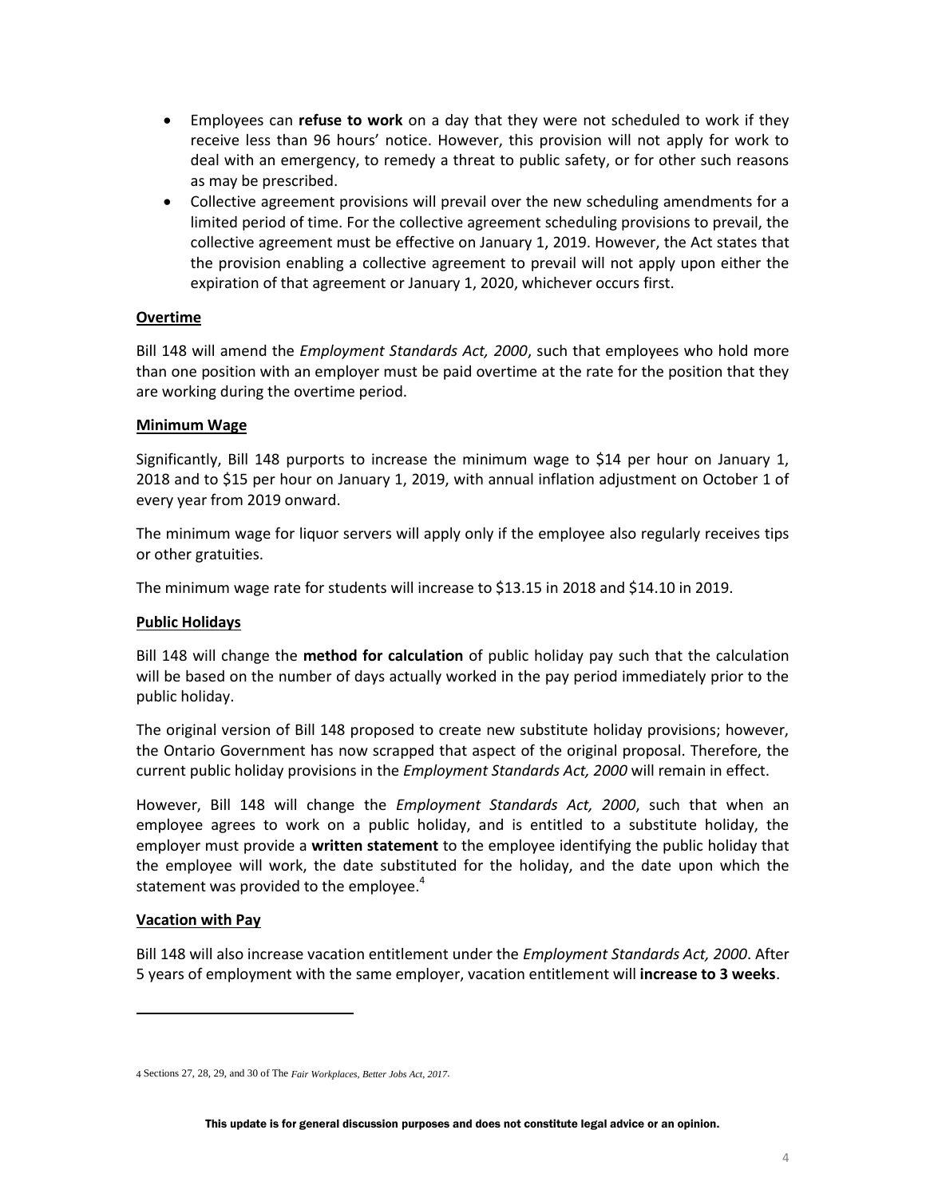- Employees can **refuse to work** on a day that they were not scheduled to work if they receive less than 96 hours' notice. However, this provision will not apply for work to deal with an emergency, to remedy a threat to public safety, or for other such reasons as may be prescribed.
- Collective agreement provisions will prevail over the new scheduling amendments for a limited period of time. For the collective agreement scheduling provisions to prevail, the collective agreement must be effective on January 1, 2019. However, the Act states that the provision enabling a collective agreement to prevail will not apply upon either the expiration of that agreement or January 1, 2020, whichever occurs first.

**Overtime**

Bill 148 will amend the *Employment Standards Act, 2000*, such that employees who hold more than one position with an employer must be paid overtime at the rate for the position that they are working during the overtime period.

**Minimum Wage**

Significantly, Bill 148 purports to increase the minimum wage to $14 per hour on January 1, 2018 and to $15 per hour on January 1, 2019, with annual inflation adjustment on October 1 of every year from 2019 onward.

The minimum wage for liquor servers will apply only if the employee also regularly receives tips or other gratuities.

The minimum wage rate for students will increase to $13.15 in 2018 and $14.10 in 2019.

**Public Holidays**

Bill 148 will change the **method for calculation** of public holiday pay such that the calculation will be based on the number of days actually worked in the pay period immediately prior to the public holiday.

The original version of Bill 148 proposed to create new substitute holiday provisions; however, the Ontario Government has now scrapped that aspect of the original proposal. Therefore, the current public holiday provisions in the *Employment Standards Act, 2000* will remain in effect.

However, Bill 148 will change the *Employment Standards Act, 2000*, such that when an employee agrees to work on a public holiday, and is entitled to a substitute holiday, the employer must provide a **written statement** to the employee identifying the public holiday that the employee will work, the date substituted for the holiday, and the date upon which the statement was provided to the employee.[4]

**Vacation with Pay**

Bill 148 will also increase vacation entitlement under the *Employment Standards Act, 2000*. After 5 years of employment with the same employer, vacation entitlement will **increase to 3 weeks**.

---

[4] Sections 27, 28, 29, and 30 of The *Fair Workplaces, Better Jobs Act, 2017*.

This update is for general discussion purposes and does not constitute legal advice or an opinion.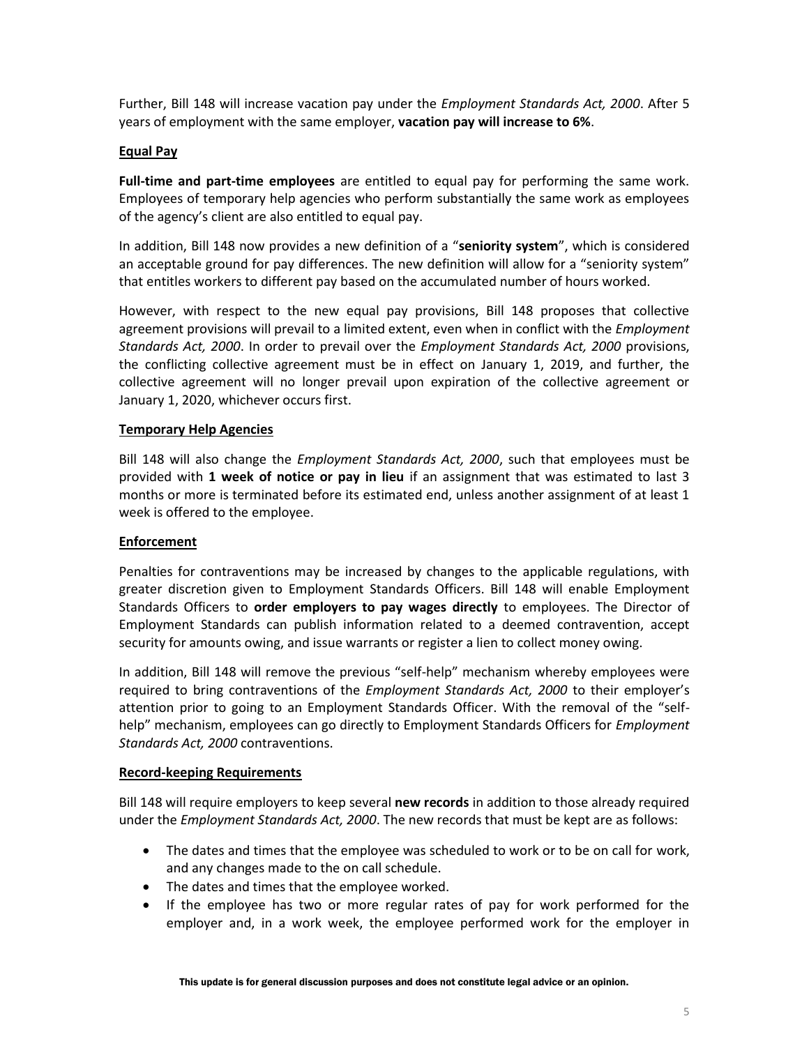Further, Bill 148 will increase vacation pay under the *Employment Standards Act, 2000*. After 5 years of employment with the same employer, **vacation pay will increase to 6%**.

## Equal Pay

**Full-time and part-time employees** are entitled to equal pay for performing the same work. Employees of temporary help agencies who perform substantially the same work as employees of the agency's client are also entitled to equal pay.

In addition, Bill 148 now provides a new definition of a "**seniority system**", which is considered an acceptable ground for pay differences. The new definition will allow for a "seniority system" that entitles workers to different pay based on the accumulated number of hours worked.

However, with respect to the new equal pay provisions, Bill 148 proposes that collective agreement provisions will prevail to a limited extent, even when in conflict with the *Employment Standards Act, 2000*. In order to prevail over the *Employment Standards Act, 2000* provisions, the conflicting collective agreement must be in effect on January 1, 2019, and further, the collective agreement will no longer prevail upon expiration of the collective agreement or January 1, 2020, whichever occurs first.

## Temporary Help Agencies

Bill 148 will also change the *Employment Standards Act, 2000*, such that employees must be provided with **1 week of notice or pay in lieu** if an assignment that was estimated to last 3 months or more is terminated before its estimated end, unless another assignment of at least 1 week is offered to the employee.

## Enforcement

Penalties for contraventions may be increased by changes to the applicable regulations, with greater discretion given to Employment Standards Officers. Bill 148 will enable Employment Standards Officers to **order employers to pay wages directly** to employees. The Director of Employment Standards can publish information related to a deemed contravention, accept security for amounts owing, and issue warrants or register a lien to collect money owing.

In addition, Bill 148 will remove the previous "self-help" mechanism whereby employees were required to bring contraventions of the *Employment Standards Act, 2000* to their employer's attention prior to going to an Employment Standards Officer. With the removal of the "self-help" mechanism, employees can go directly to Employment Standards Officers for *Employment Standards Act, 2000* contraventions.

## Record-keeping Requirements

Bill 148 will require employers to keep several **new records** in addition to those already required under the *Employment Standards Act, 2000*. The new records that must be kept are as follows:

- The dates and times that the employee was scheduled to work or to be on call for work, and any changes made to the on call schedule.
- The dates and times that the employee worked.
- If the employee has two or more regular rates of pay for work performed for the employer and, in a work week, the employee performed work for the employer in

This update is for general discussion purposes and does not constitute legal advice or an opinion.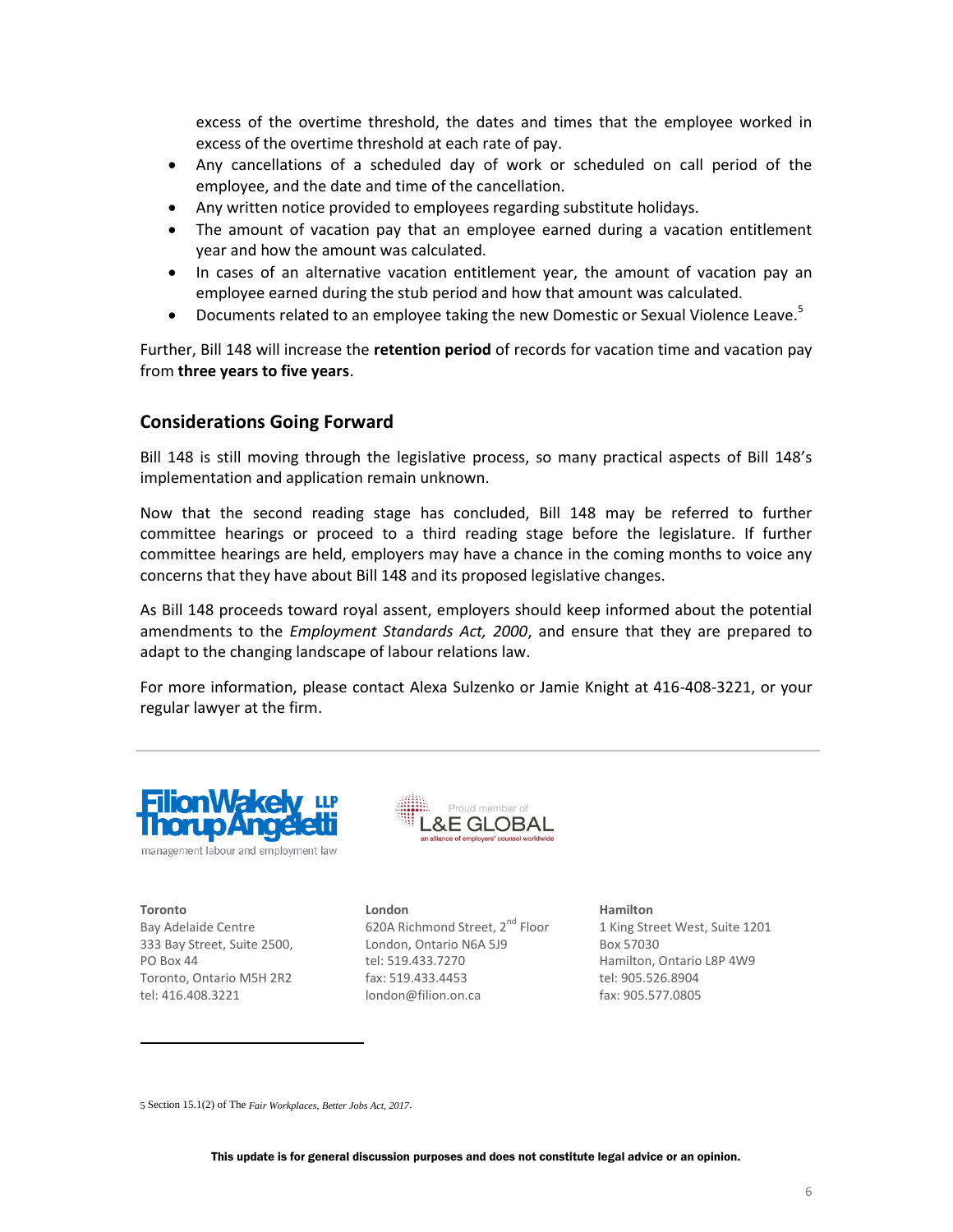excess of the overtime threshold, the dates and times that the employee worked in excess of the overtime threshold at each rate of pay.

- Any cancellations of a scheduled day of work or scheduled on call period of the employee, and the date and time of the cancellation.
- Any written notice provided to employees regarding substitute holidays.
- The amount of vacation pay that an employee earned during a vacation entitlement year and how the amount was calculated.
- In cases of an alternative vacation entitlement year, the amount of vacation pay an employee earned during the stub period and how that amount was calculated.
- Documents related to an employee taking the new Domestic or Sexual Violence Leave.[5]

Further, Bill 148 will increase the **retention period** of records for vacation time and vacation pay from **three years to five years**.

## Considerations Going Forward

Bill 148 is still moving through the legislative process, so many practical aspects of Bill 148's implementation and application remain unknown.

Now that the second reading stage has concluded, Bill 148 may be referred to further committee hearings or proceed to a third reading stage before the legislature. If further committee hearings are held, employers may have a chance in the coming months to voice any concerns that they have about Bill 148 and its proposed legislative changes.

As Bill 148 proceeds toward royal assent, employers should keep informed about the potential amendments to the *Employment Standards Act, 2000*, and ensure that they are prepared to adapt to the changing landscape of labour relations law.

For more information, please contact Alexa Sulzenko or Jamie Knight at 416-408-3221, or your regular lawyer at the firm.

FilionWakely ThorupAngeletti LLP
management labour and employment law

Proud member of L&E GLOBAL
an alliance of employers' counsel worldwide

**Toronto**
Bay Adelaide Centre
333 Bay Street, Suite 2500,
PO Box 44
Toronto, Ontario M5H 2R2
tel: 416.408.3221

**London**
620A Richmond Street, 2nd Floor
London, Ontario N6A 5J9
tel: 519.433.7270
fax: 519.433.4453
london@filion.on.ca

**Hamilton**
1 King Street West, Suite 1201
Box 57030
Hamilton, Ontario L8P 4W9
tel: 905.526.8904
fax: 905.577.0805

---

5 Section 15.1(2) of The *Fair Workplaces, Better Jobs Act, 2017*.

**This update is for general discussion purposes and does not constitute legal advice or an opinion.**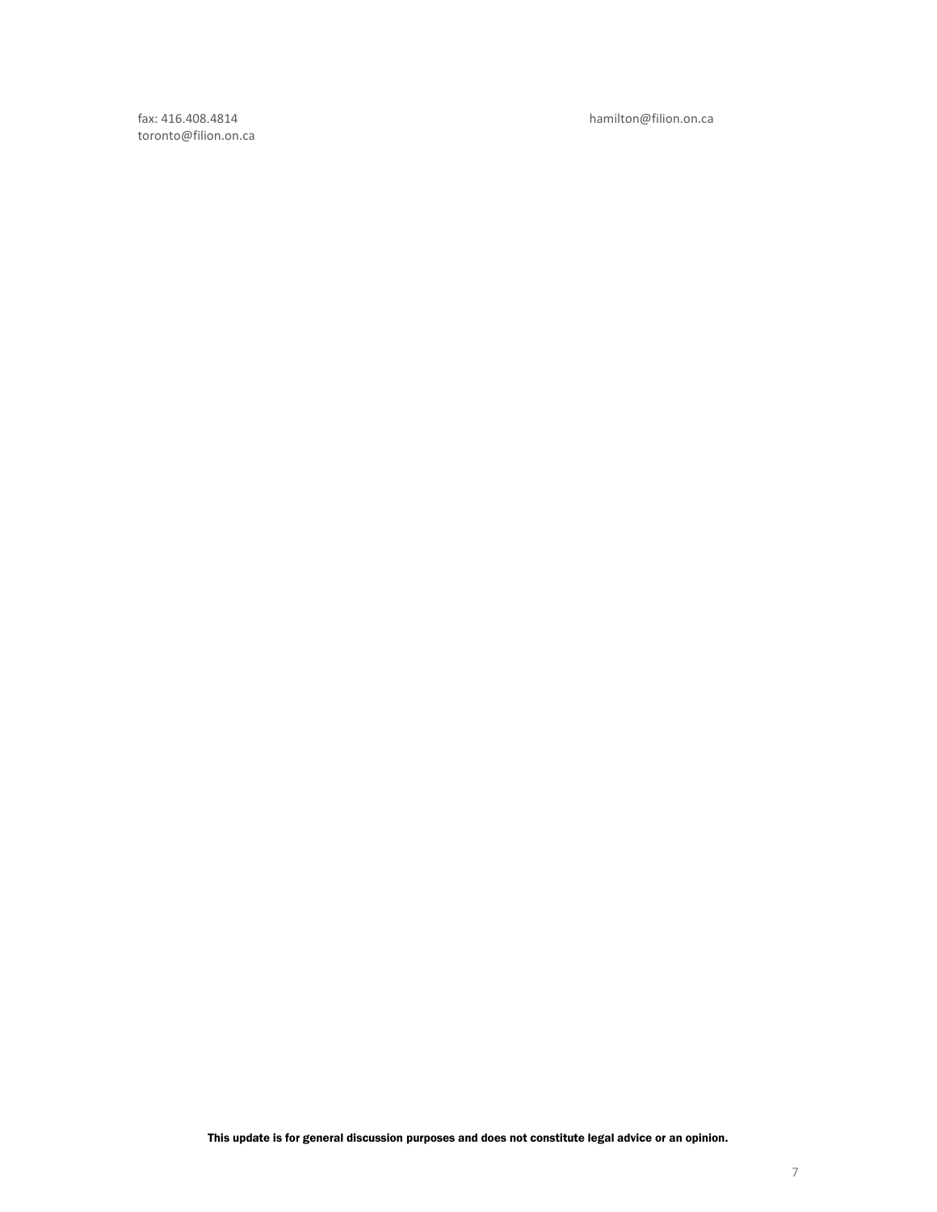fax: 416.408.4814
toronto@filion.on.ca

hamilton@filion.on.ca

**This update is for general discussion purposes and does not constitute legal advice or an opinion.**